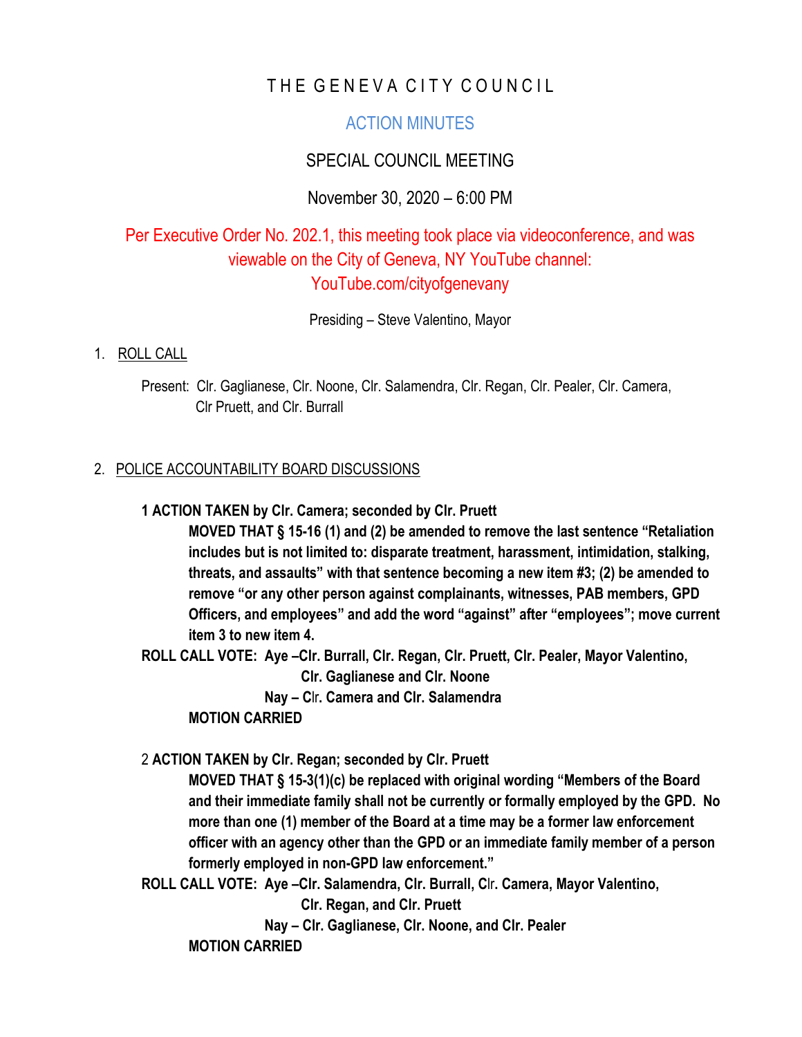# THE GENEVA CITY COUNCIL

## ACTION MINUTES

## SPECIAL COUNCIL MEETING

## November 30, 2020 – 6:00 PM

Per Executive Order No. 202.1, this meeting took place via videoconference, and was viewable on the City of Geneva, NY YouTube channel: YouTube.com/cityofgenevany

Presiding – Steve Valentino, Mayor

1. ROLL CALL

   Present: Clr. Gaglianese, Clr. Noone, Clr. Salamendra, Clr. Regan, Clr. Pealer, Clr. Camera, Clr Pruett, and Clr. Burrall

2. POLICE ACCOUNTABILITY BOARD DISCUSSIONS

   **1 ACTION TAKEN by Clr. Camera; seconded by Clr. Pruett**

   **MOVED THAT § 15-16 (1) and (2) be amended to remove the last sentence "Retaliation includes but is not limited to: disparate treatment, harassment, intimidation, stalking, threats, and assaults" with that sentence becoming a new item #3; (2) be amended to remove "or any other person against complainants, witnesses, PAB members, GPD Officers, and employees" and add the word "against" after "employees"; move current item 3 to new item 4.**

   **ROLL CALL VOTE: Aye –Clr. Burrall, Clr. Regan, Clr. Pruett, Clr. Pealer, Mayor Valentino, Clr. Gaglianese and Clr. Noone**

   **Nay – Clr. Camera and Clr. Salamendra**

   **MOTION CARRIED**

   2 **ACTION TAKEN by Clr. Regan; seconded by Clr. Pruett**

   **MOVED THAT § 15-3(1)(c) be replaced with original wording "Members of the Board and their immediate family shall not be currently or formally employed by the GPD. No more than one (1) member of the Board at a time may be a former law enforcement officer with an agency other than the GPD or an immediate family member of a person formerly employed in non-GPD law enforcement."**

   **ROLL CALL VOTE: Aye –Clr. Salamendra, Clr. Burrall, Clr. Camera, Mayor Valentino, Clr. Regan, and Clr. Pruett**

   **Nay – Clr. Gaglianese, Clr. Noone, and Clr. Pealer**

   **MOTION CARRIED**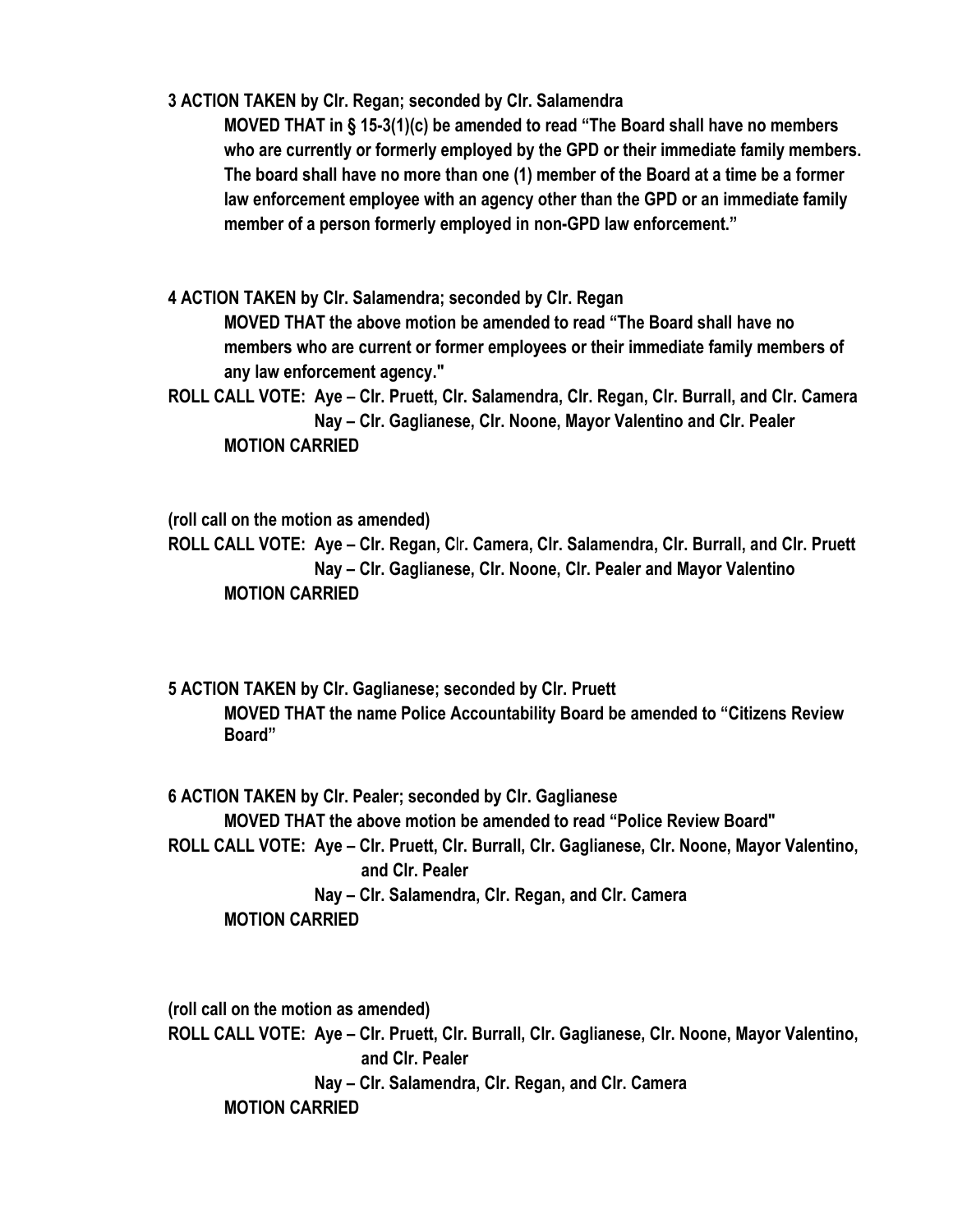**3 ACTION TAKEN by Clr. Regan; seconded by Clr. Salamendra**

**MOVED THAT in § 15-3(1)(c) be amended to read "The Board shall have no members who are currently or formerly employed by the GPD or their immediate family members. The board shall have no more than one (1) member of the Board at a time be a former law enforcement employee with an agency other than the GPD or an immediate family member of a person formerly employed in non-GPD law enforcement."**

**4 ACTION TAKEN by Clr. Salamendra; seconded by Clr. Regan**

**MOVED THAT the above motion be amended to read "The Board shall have no members who are current or former employees or their immediate family members of any law enforcement agency."**

**ROLL CALL VOTE: Aye – Clr. Pruett, Clr. Salamendra, Clr. Regan, Clr. Burrall, and Clr. Camera**
**Nay – Clr. Gaglianese, Clr. Noone, Mayor Valentino and Clr. Pealer**
**MOTION CARRIED**

**(roll call on the motion as amended)**

**ROLL CALL VOTE: Aye – Clr. Regan, Clr. Camera, Clr. Salamendra, Clr. Burrall, and Clr. Pruett**
**Nay – Clr. Gaglianese, Clr. Noone, Clr. Pealer and Mayor Valentino**
**MOTION CARRIED**

**5 ACTION TAKEN by Clr. Gaglianese; seconded by Clr. Pruett**

**MOVED THAT the name Police Accountability Board be amended to "Citizens Review Board"**

**6 ACTION TAKEN by Clr. Pealer; seconded by Clr. Gaglianese**

**MOVED THAT the above motion be amended to read "Police Review Board"**

**ROLL CALL VOTE: Aye – Clr. Pruett, Clr. Burrall, Clr. Gaglianese, Clr. Noone, Mayor Valentino, and Clr. Pealer**
**Nay – Clr. Salamendra, Clr. Regan, and Clr. Camera**
**MOTION CARRIED**

**(roll call on the motion as amended)**

**ROLL CALL VOTE: Aye – Clr. Pruett, Clr. Burrall, Clr. Gaglianese, Clr. Noone, Mayor Valentino, and Clr. Pealer**
**Nay – Clr. Salamendra, Clr. Regan, and Clr. Camera**
**MOTION CARRIED**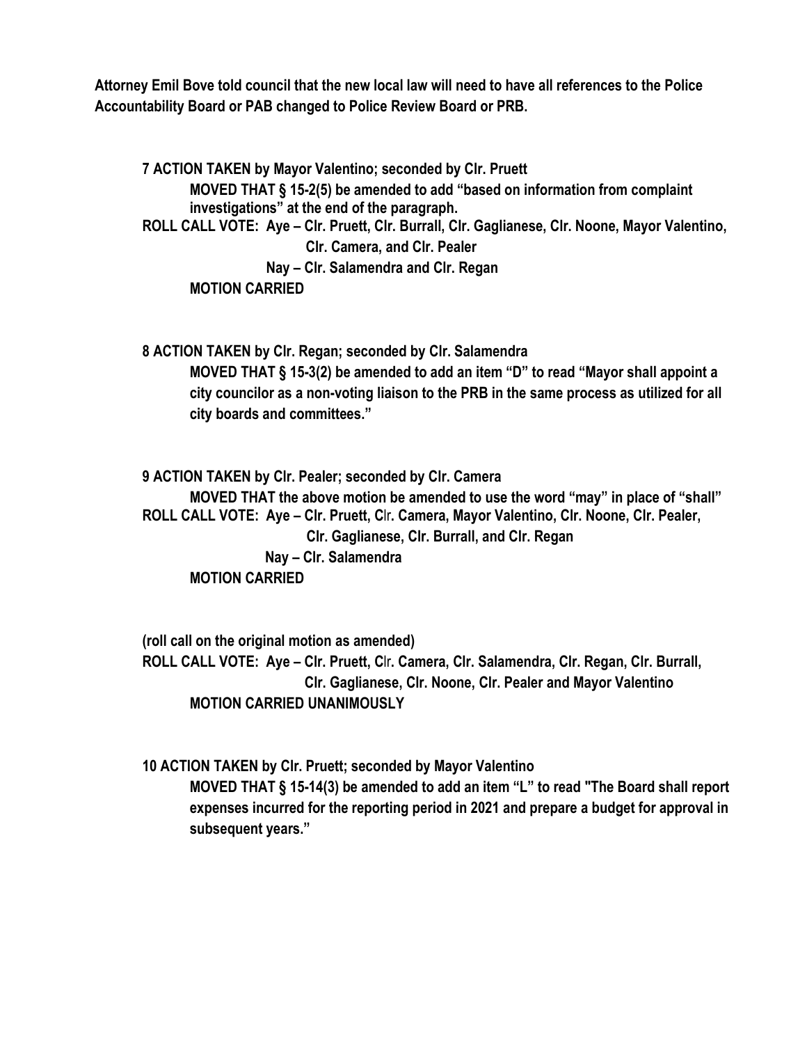**Attorney Emil Bove told council that the new local law will need to have all references to the Police Accountability Board or PAB changed to Police Review Board or PRB.**

**7 ACTION TAKEN by Mayor Valentino; seconded by Clr. Pruett**

**MOVED THAT § 15-2(5) be amended to add "based on information from complaint investigations" at the end of the paragraph.**

**ROLL CALL VOTE: Aye – Clr. Pruett, Clr. Burrall, Clr. Gaglianese, Clr. Noone, Mayor Valentino, Clr. Camera, and Clr. Pealer**

**Nay – Clr. Salamendra and Clr. Regan**

**MOTION CARRIED**

**8 ACTION TAKEN by Clr. Regan; seconded by Clr. Salamendra**

**MOVED THAT § 15-3(2) be amended to add an item "D" to read "Mayor shall appoint a city councilor as a non-voting liaison to the PRB in the same process as utilized for all city boards and committees."**

**9 ACTION TAKEN by Clr. Pealer; seconded by Clr. Camera**

**MOVED THAT the above motion be amended to use the word "may" in place of "shall"**

**ROLL CALL VOTE: Aye – Clr. Pruett, Clr. Camera, Mayor Valentino, Clr. Noone, Clr. Pealer, Clr. Gaglianese, Clr. Burrall, and Clr. Regan**

**Nay – Clr. Salamendra**

**MOTION CARRIED**

**(roll call on the original motion as amended)**

**ROLL CALL VOTE: Aye – Clr. Pruett, Clr. Camera, Clr. Salamendra, Clr. Regan, Clr. Burrall, Clr. Gaglianese, Clr. Noone, Clr. Pealer and Mayor Valentino**

**MOTION CARRIED UNANIMOUSLY**

**10 ACTION TAKEN by Clr. Pruett; seconded by Mayor Valentino**

**MOVED THAT § 15-14(3) be amended to add an item "L" to read "The Board shall report expenses incurred for the reporting period in 2021 and prepare a budget for approval in subsequent years."**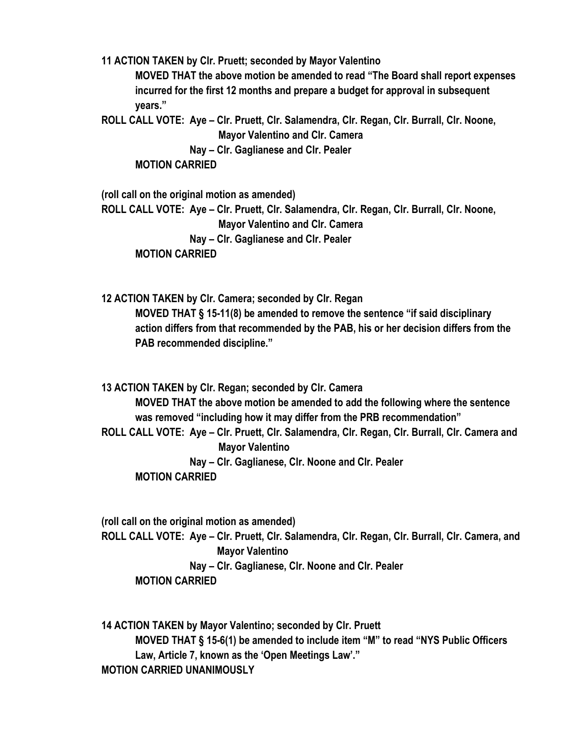**11 ACTION TAKEN by Clr. Pruett; seconded by Mayor Valentino**

**MOVED THAT the above motion be amended to read "The Board shall report expenses incurred for the first 12 months and prepare a budget for approval in subsequent years."**

**ROLL CALL VOTE: Aye – Clr. Pruett, Clr. Salamendra, Clr. Regan, Clr. Burrall, Clr. Noone, Mayor Valentino and Clr. Camera**

**Nay – Clr. Gaglianese and Clr. Pealer**

**MOTION CARRIED**

**(roll call on the original motion as amended)**

**ROLL CALL VOTE: Aye – Clr. Pruett, Clr. Salamendra, Clr. Regan, Clr. Burrall, Clr. Noone, Mayor Valentino and Clr. Camera**

**Nay – Clr. Gaglianese and Clr. Pealer**

**MOTION CARRIED**

**12 ACTION TAKEN by Clr. Camera; seconded by Clr. Regan**

**MOVED THAT § 15-11(8) be amended to remove the sentence "if said disciplinary action differs from that recommended by the PAB, his or her decision differs from the PAB recommended discipline."**

**13 ACTION TAKEN by Clr. Regan; seconded by Clr. Camera**

**MOVED THAT the above motion be amended to add the following where the sentence was removed "including how it may differ from the PRB recommendation"**

**ROLL CALL VOTE: Aye – Clr. Pruett, Clr. Salamendra, Clr. Regan, Clr. Burrall, Clr. Camera and Mayor Valentino**

**Nay – Clr. Gaglianese, Clr. Noone and Clr. Pealer**

**MOTION CARRIED**

**(roll call on the original motion as amended)**

**ROLL CALL VOTE: Aye – Clr. Pruett, Clr. Salamendra, Clr. Regan, Clr. Burrall, Clr. Camera, and Mayor Valentino**

**Nay – Clr. Gaglianese, Clr. Noone and Clr. Pealer**

**MOTION CARRIED**

**14 ACTION TAKEN by Mayor Valentino; seconded by Clr. Pruett**

**MOVED THAT § 15-6(1) be amended to include item "M" to read "NYS Public Officers Law, Article 7, known as the 'Open Meetings Law'."**

**MOTION CARRIED UNANIMOUSLY**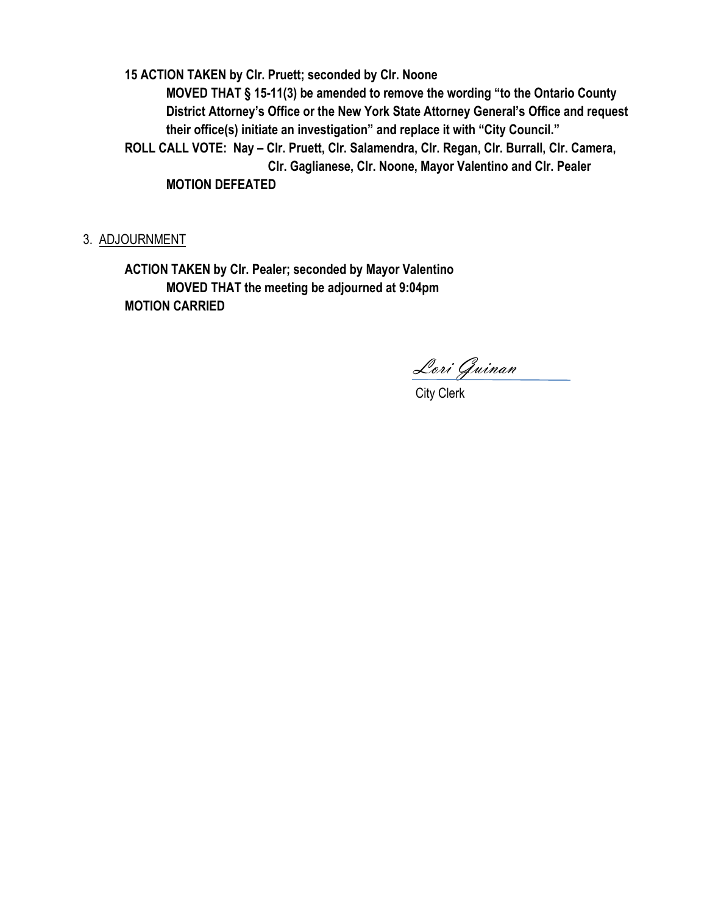**15 ACTION TAKEN by Clr. Pruett; seconded by Clr. Noone**

**MOVED THAT § 15-11(3) be amended to remove the wording "to the Ontario County District Attorney's Office or the New York State Attorney General's Office and request their office(s) initiate an investigation" and replace it with "City Council."**

**ROLL CALL VOTE: Nay – Clr. Pruett, Clr. Salamendra, Clr. Regan, Clr. Burrall, Clr. Camera, Clr. Gaglianese, Clr. Noone, Mayor Valentino and Clr. Pealer**

**MOTION DEFEATED**

3. ADJOURNMENT

**ACTION TAKEN by Clr. Pealer; seconded by Mayor Valentino**

**MOVED THAT the meeting be adjourned at 9:04pm**

**MOTION CARRIED**

*Lori Guinan*

City Clerk